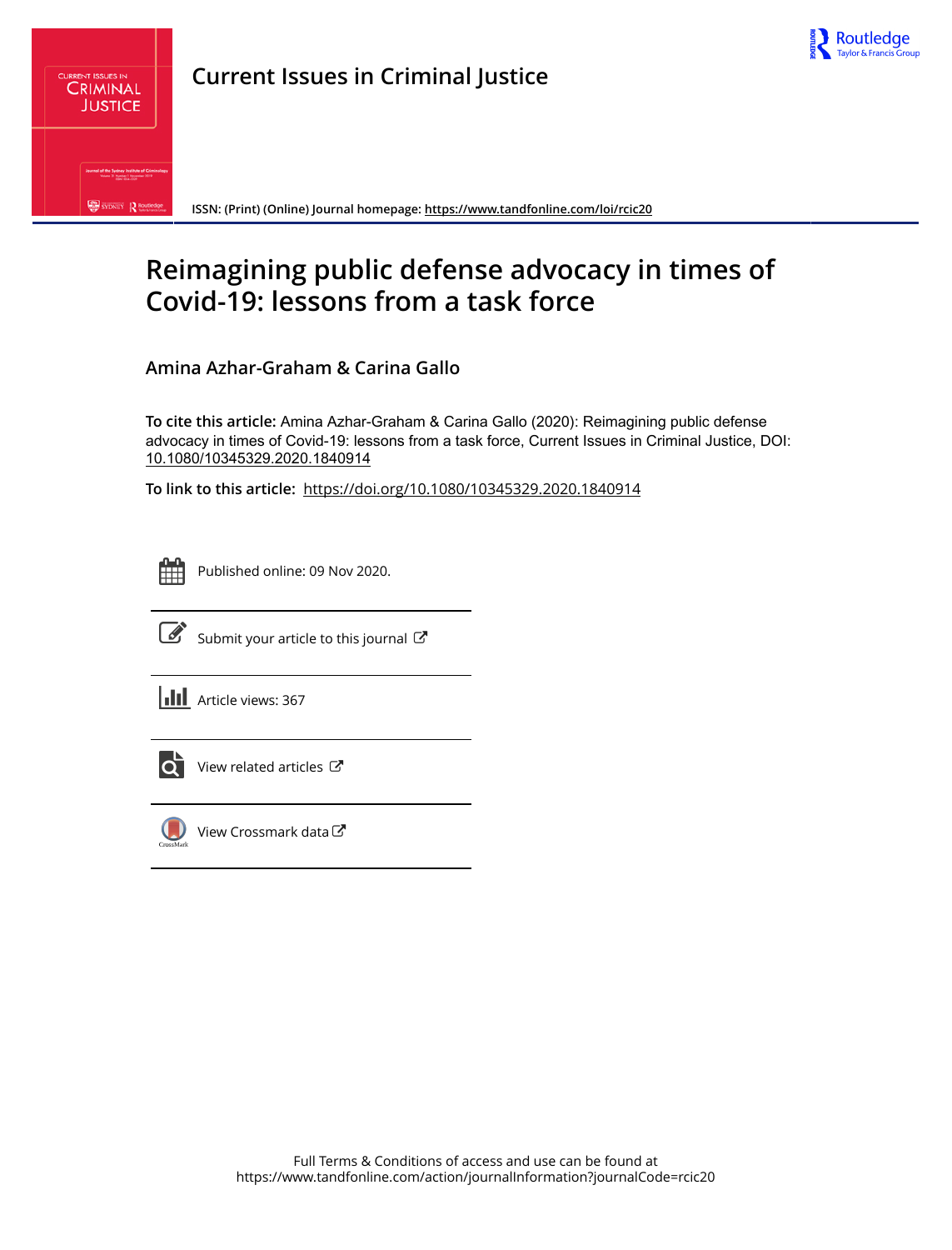Current Issues in Criminal Justice

ISSN: (Print) (Online) Journal homepage: https://www.tandfonline.com/loi/rcic20

# Reimagining public defense advocacy in times of Covid-19: lessons from a task force

## Amina Azhar-Graham & Carina Gallo

**To cite this article:** Amina Azhar-Graham & Carina Gallo (2020): Reimagining public defense advocacy in times of Covid-19: lessons from a task force, Current Issues in Criminal Justice, DOI: 10.1080/10345329.2020.1840914

**To link to this article:** https://doi.org/10.1080/10345329.2020.1840914

Published online: 09 Nov 2020.

Submit your article to this journal

Article views: 367

View related articles

View Crossmark data

Full Terms & Conditions of access and use can be found at
https://www.tandfonline.com/action/journalInformation?journalCode=rcic20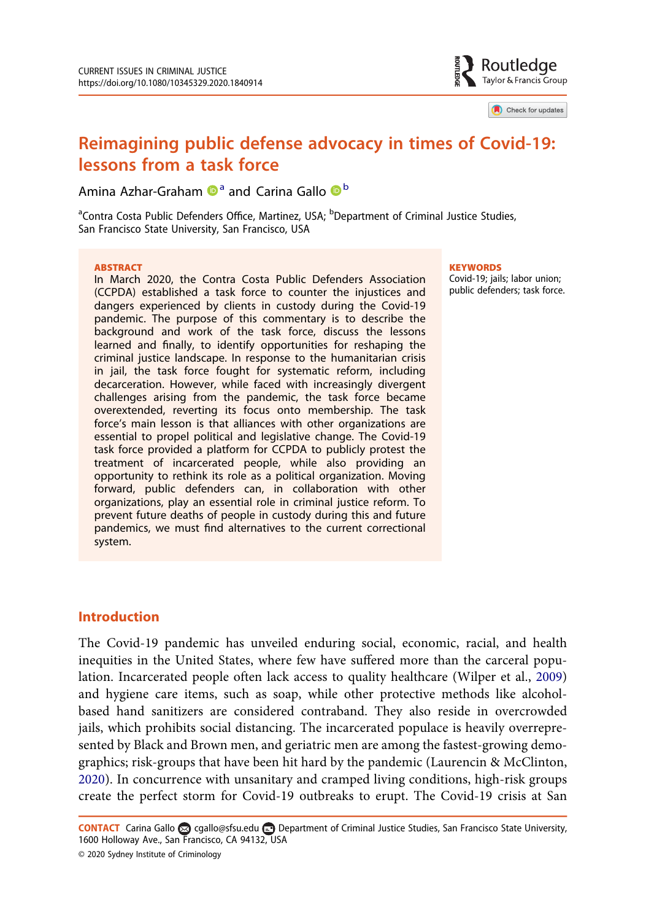# Reimagining public defense advocacy in times of Covid-19: lessons from a task force

Amina Azhar-Graham [a] and Carina Gallo [b]

[a]Contra Costa Public Defenders Office, Martinez, USA; [b]Department of Criminal Justice Studies, San Francisco State University, San Francisco, USA

**ABSTRACT**

In March 2020, the Contra Costa Public Defenders Association (CCPDA) established a task force to counter the injustices and dangers experienced by clients in custody during the Covid-19 pandemic. The purpose of this commentary is to describe the background and work of the task force, discuss the lessons learned and finally, to identify opportunities for reshaping the criminal justice landscape. In response to the humanitarian crisis in jail, the task force fought for systematic reform, including decarceration. However, while faced with increasingly divergent challenges arising from the pandemic, the task force became overextended, reverting its focus onto membership. The task force's main lesson is that alliances with other organizations are essential to propel political and legislative change. The Covid-19 task force provided a platform for CCPDA to publicly protest the treatment of incarcerated people, while also providing an opportunity to rethink its role as a political organization. Moving forward, public defenders can, in collaboration with other organizations, play an essential role in criminal justice reform. To prevent future deaths of people in custody during this and future pandemics, we must find alternatives to the current correctional system.

**KEYWORDS**

Covid-19; jails; labor union; public defenders; task force.

## Introduction

The Covid-19 pandemic has unveiled enduring social, economic, racial, and health inequities in the United States, where few have suffered more than the carceral population. Incarcerated people often lack access to quality healthcare (Wilper et al., 2009) and hygiene care items, such as soap, while other protective methods like alcohol-based hand sanitizers are considered contraband. They also reside in overcrowded jails, which prohibits social distancing. The incarcerated populace is heavily overrepresented by Black and Brown men, and geriatric men are among the fastest-growing demographics; risk-groups that have been hit hard by the pandemic (Laurencin & McClinton, 2020). In concurrence with unsanitary and cramped living conditions, high-risk groups create the perfect storm for Covid-19 outbreaks to erupt. The Covid-19 crisis at San

**CONTACT** Carina Gallo cgallo@sfsu.edu Department of Criminal Justice Studies, San Francisco State University, 1600 Holloway Ave., San Francisco, CA 94132, USA

© 2020 Sydney Institute of Criminology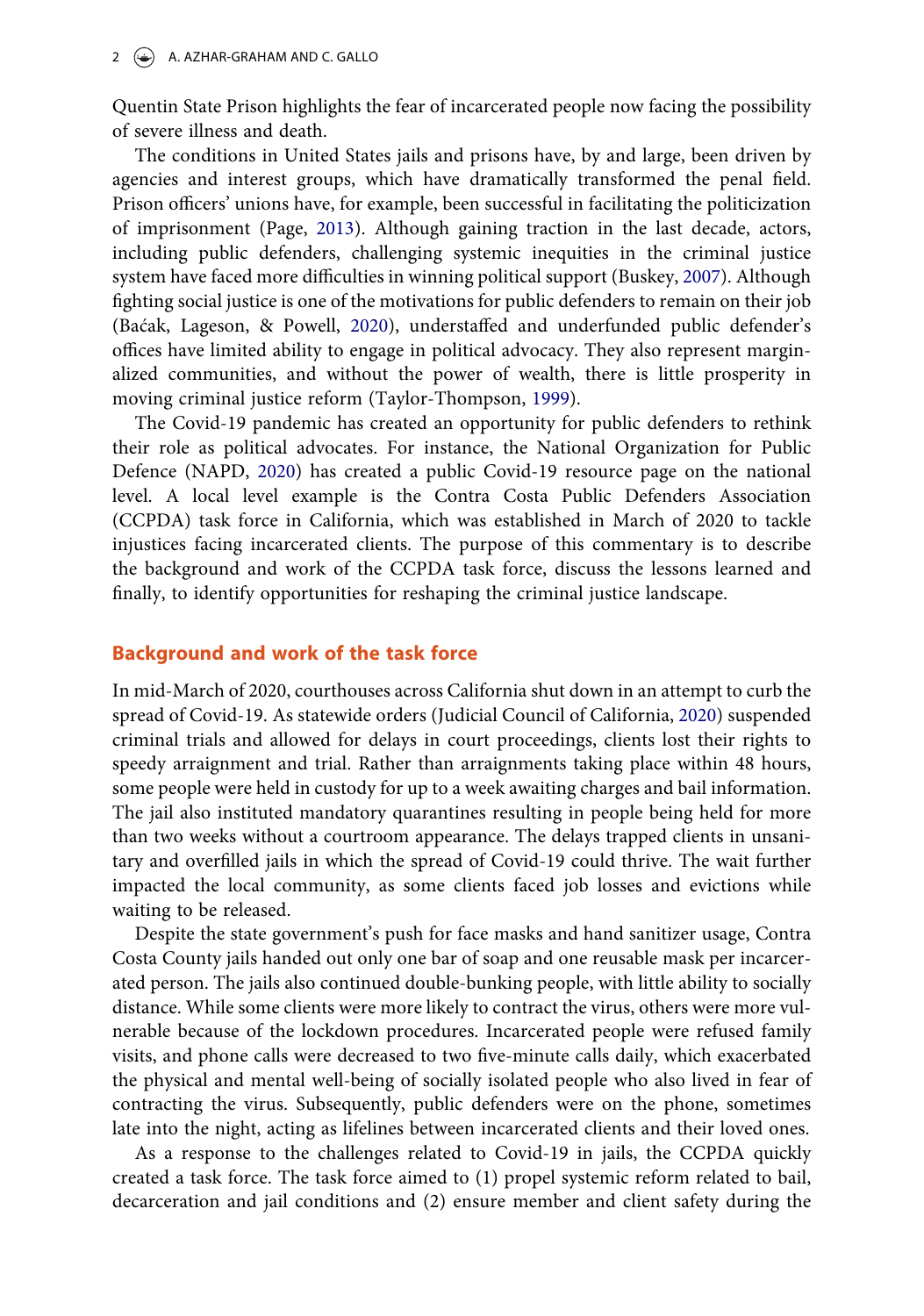Quentin State Prison highlights the fear of incarcerated people now facing the possibility of severe illness and death.

The conditions in United States jails and prisons have, by and large, been driven by agencies and interest groups, which have dramatically transformed the penal field. Prison officers' unions have, for example, been successful in facilitating the politicization of imprisonment (Page, 2013). Although gaining traction in the last decade, actors, including public defenders, challenging systemic inequities in the criminal justice system have faced more difficulties in winning political support (Buskey, 2007). Although fighting social justice is one of the motivations for public defenders to remain on their job (Baćak, Lageson, & Powell, 2020), understaffed and underfunded public defender's offices have limited ability to engage in political advocacy. They also represent marginalized communities, and without the power of wealth, there is little prosperity in moving criminal justice reform (Taylor-Thompson, 1999).

The Covid-19 pandemic has created an opportunity for public defenders to rethink their role as political advocates. For instance, the National Organization for Public Defence (NAPD, 2020) has created a public Covid-19 resource page on the national level. A local level example is the Contra Costa Public Defenders Association (CCPDA) task force in California, which was established in March of 2020 to tackle injustices facing incarcerated clients. The purpose of this commentary is to describe the background and work of the CCPDA task force, discuss the lessons learned and finally, to identify opportunities for reshaping the criminal justice landscape.

## Background and work of the task force

In mid-March of 2020, courthouses across California shut down in an attempt to curb the spread of Covid-19. As statewide orders (Judicial Council of California, 2020) suspended criminal trials and allowed for delays in court proceedings, clients lost their rights to speedy arraignment and trial. Rather than arraignments taking place within 48 hours, some people were held in custody for up to a week awaiting charges and bail information. The jail also instituted mandatory quarantines resulting in people being held for more than two weeks without a courtroom appearance. The delays trapped clients in unsanitary and overfilled jails in which the spread of Covid-19 could thrive. The wait further impacted the local community, as some clients faced job losses and evictions while waiting to be released.

Despite the state government's push for face masks and hand sanitizer usage, Contra Costa County jails handed out only one bar of soap and one reusable mask per incarcerated person. The jails also continued double-bunking people, with little ability to socially distance. While some clients were more likely to contract the virus, others were more vulnerable because of the lockdown procedures. Incarcerated people were refused family visits, and phone calls were decreased to two five-minute calls daily, which exacerbated the physical and mental well-being of socially isolated people who also lived in fear of contracting the virus. Subsequently, public defenders were on the phone, sometimes late into the night, acting as lifelines between incarcerated clients and their loved ones.

As a response to the challenges related to Covid-19 in jails, the CCPDA quickly created a task force. The task force aimed to (1) propel systemic reform related to bail, decarceration and jail conditions and (2) ensure member and client safety during the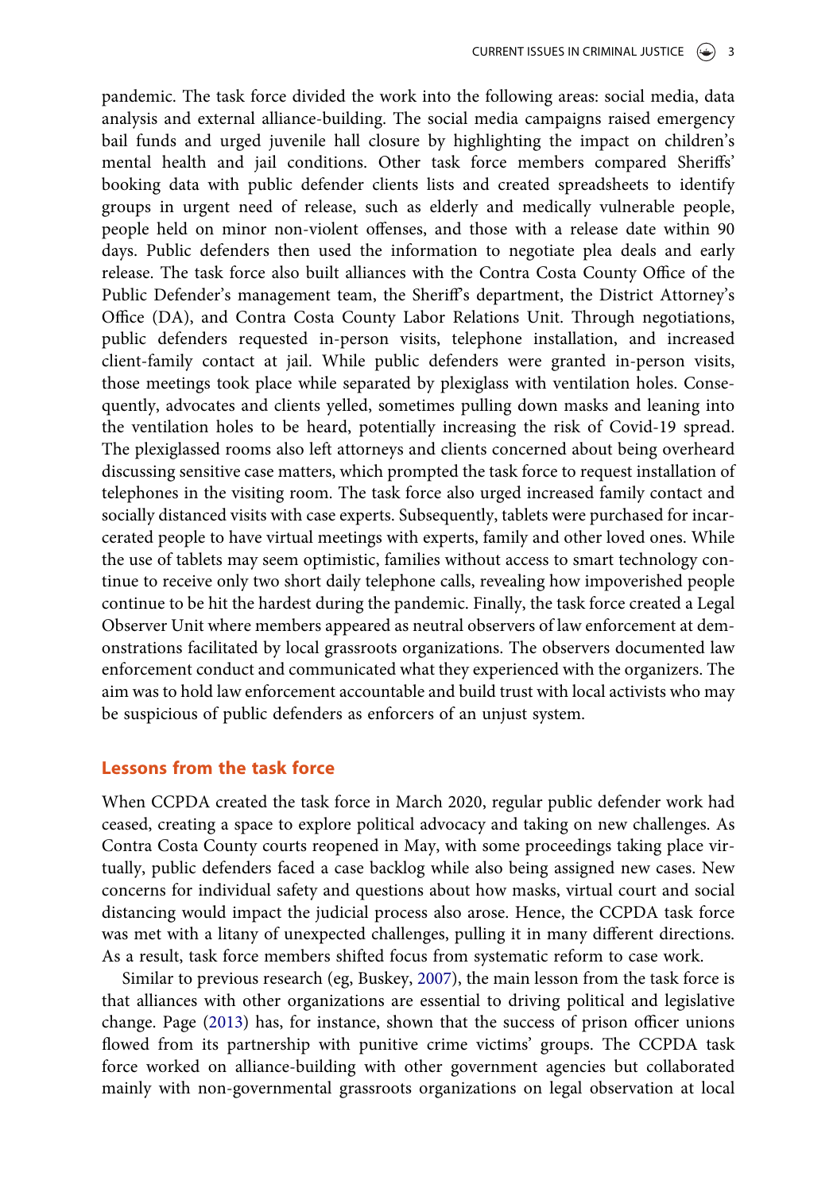pandemic. The task force divided the work into the following areas: social media, data analysis and external alliance-building. The social media campaigns raised emergency bail funds and urged juvenile hall closure by highlighting the impact on children's mental health and jail conditions. Other task force members compared Sheriffs' booking data with public defender clients lists and created spreadsheets to identify groups in urgent need of release, such as elderly and medically vulnerable people, people held on minor non-violent offenses, and those with a release date within 90 days. Public defenders then used the information to negotiate plea deals and early release. The task force also built alliances with the Contra Costa County Office of the Public Defender's management team, the Sheriff's department, the District Attorney's Office (DA), and Contra Costa County Labor Relations Unit. Through negotiations, public defenders requested in-person visits, telephone installation, and increased client-family contact at jail. While public defenders were granted in-person visits, those meetings took place while separated by plexiglass with ventilation holes. Consequently, advocates and clients yelled, sometimes pulling down masks and leaning into the ventilation holes to be heard, potentially increasing the risk of Covid-19 spread. The plexiglassed rooms also left attorneys and clients concerned about being overheard discussing sensitive case matters, which prompted the task force to request installation of telephones in the visiting room. The task force also urged increased family contact and socially distanced visits with case experts. Subsequently, tablets were purchased for incarcerated people to have virtual meetings with experts, family and other loved ones. While the use of tablets may seem optimistic, families without access to smart technology continue to receive only two short daily telephone calls, revealing how impoverished people continue to be hit the hardest during the pandemic. Finally, the task force created a Legal Observer Unit where members appeared as neutral observers of law enforcement at demonstrations facilitated by local grassroots organizations. The observers documented law enforcement conduct and communicated what they experienced with the organizers. The aim was to hold law enforcement accountable and build trust with local activists who may be suspicious of public defenders as enforcers of an unjust system.

## Lessons from the task force

When CCPDA created the task force in March 2020, regular public defender work had ceased, creating a space to explore political advocacy and taking on new challenges. As Contra Costa County courts reopened in May, with some proceedings taking place virtually, public defenders faced a case backlog while also being assigned new cases. New concerns for individual safety and questions about how masks, virtual court and social distancing would impact the judicial process also arose. Hence, the CCPDA task force was met with a litany of unexpected challenges, pulling it in many different directions. As a result, task force members shifted focus from systematic reform to case work.

Similar to previous research (eg, Buskey, 2007), the main lesson from the task force is that alliances with other organizations are essential to driving political and legislative change. Page (2013) has, for instance, shown that the success of prison officer unions flowed from its partnership with punitive crime victims' groups. The CCPDA task force worked on alliance-building with other government agencies but collaborated mainly with non-governmental grassroots organizations on legal observation at local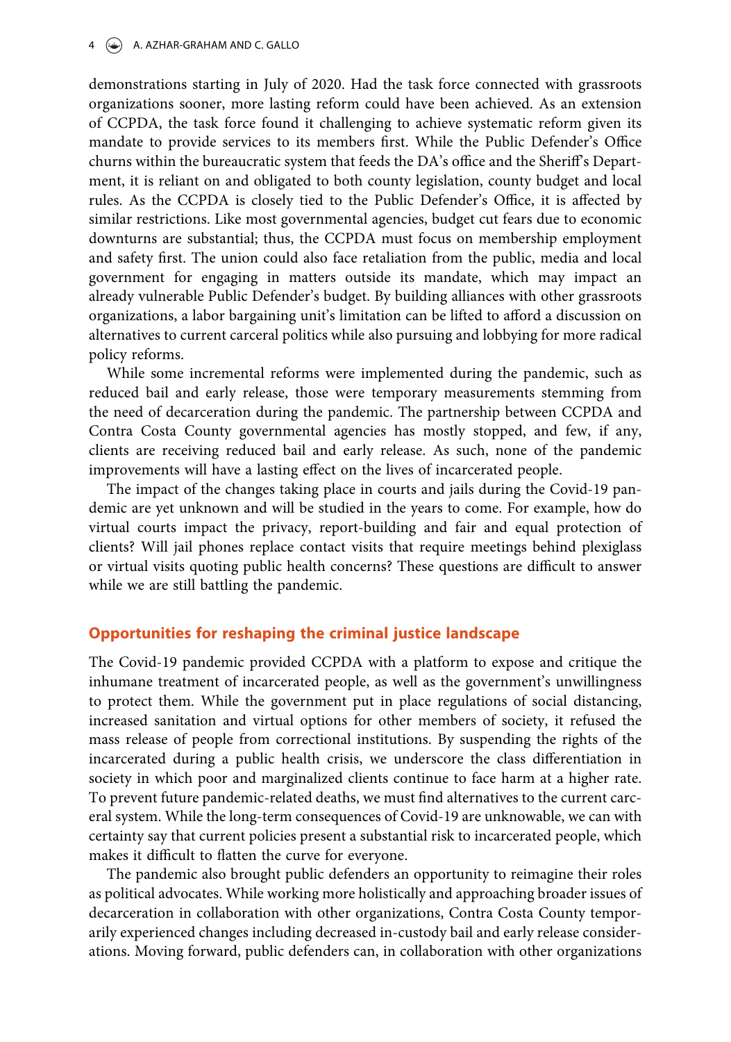demonstrations starting in July of 2020. Had the task force connected with grassroots organizations sooner, more lasting reform could have been achieved. As an extension of CCPDA, the task force found it challenging to achieve systematic reform given its mandate to provide services to its members first. While the Public Defender's Office churns within the bureaucratic system that feeds the DA's office and the Sheriff's Department, it is reliant on and obligated to both county legislation, county budget and local rules. As the CCPDA is closely tied to the Public Defender's Office, it is affected by similar restrictions. Like most governmental agencies, budget cut fears due to economic downturns are substantial; thus, the CCPDA must focus on membership employment and safety first. The union could also face retaliation from the public, media and local government for engaging in matters outside its mandate, which may impact an already vulnerable Public Defender's budget. By building alliances with other grassroots organizations, a labor bargaining unit's limitation can be lifted to afford a discussion on alternatives to current carceral politics while also pursuing and lobbying for more radical policy reforms.

While some incremental reforms were implemented during the pandemic, such as reduced bail and early release, those were temporary measurements stemming from the need of decarceration during the pandemic. The partnership between CCPDA and Contra Costa County governmental agencies has mostly stopped, and few, if any, clients are receiving reduced bail and early release. As such, none of the pandemic improvements will have a lasting effect on the lives of incarcerated people.

The impact of the changes taking place in courts and jails during the Covid-19 pandemic are yet unknown and will be studied in the years to come. For example, how do virtual courts impact the privacy, report-building and fair and equal protection of clients? Will jail phones replace contact visits that require meetings behind plexiglass or virtual visits quoting public health concerns? These questions are difficult to answer while we are still battling the pandemic.

## Opportunities for reshaping the criminal justice landscape

The Covid-19 pandemic provided CCPDA with a platform to expose and critique the inhumane treatment of incarcerated people, as well as the government's unwillingness to protect them. While the government put in place regulations of social distancing, increased sanitation and virtual options for other members of society, it refused the mass release of people from correctional institutions. By suspending the rights of the incarcerated during a public health crisis, we underscore the class differentiation in society in which poor and marginalized clients continue to face harm at a higher rate. To prevent future pandemic-related deaths, we must find alternatives to the current carceral system. While the long-term consequences of Covid-19 are unknowable, we can with certainty say that current policies present a substantial risk to incarcerated people, which makes it difficult to flatten the curve for everyone.

The pandemic also brought public defenders an opportunity to reimagine their roles as political advocates. While working more holistically and approaching broader issues of decarceration in collaboration with other organizations, Contra Costa County temporarily experienced changes including decreased in-custody bail and early release considerations. Moving forward, public defenders can, in collaboration with other organizations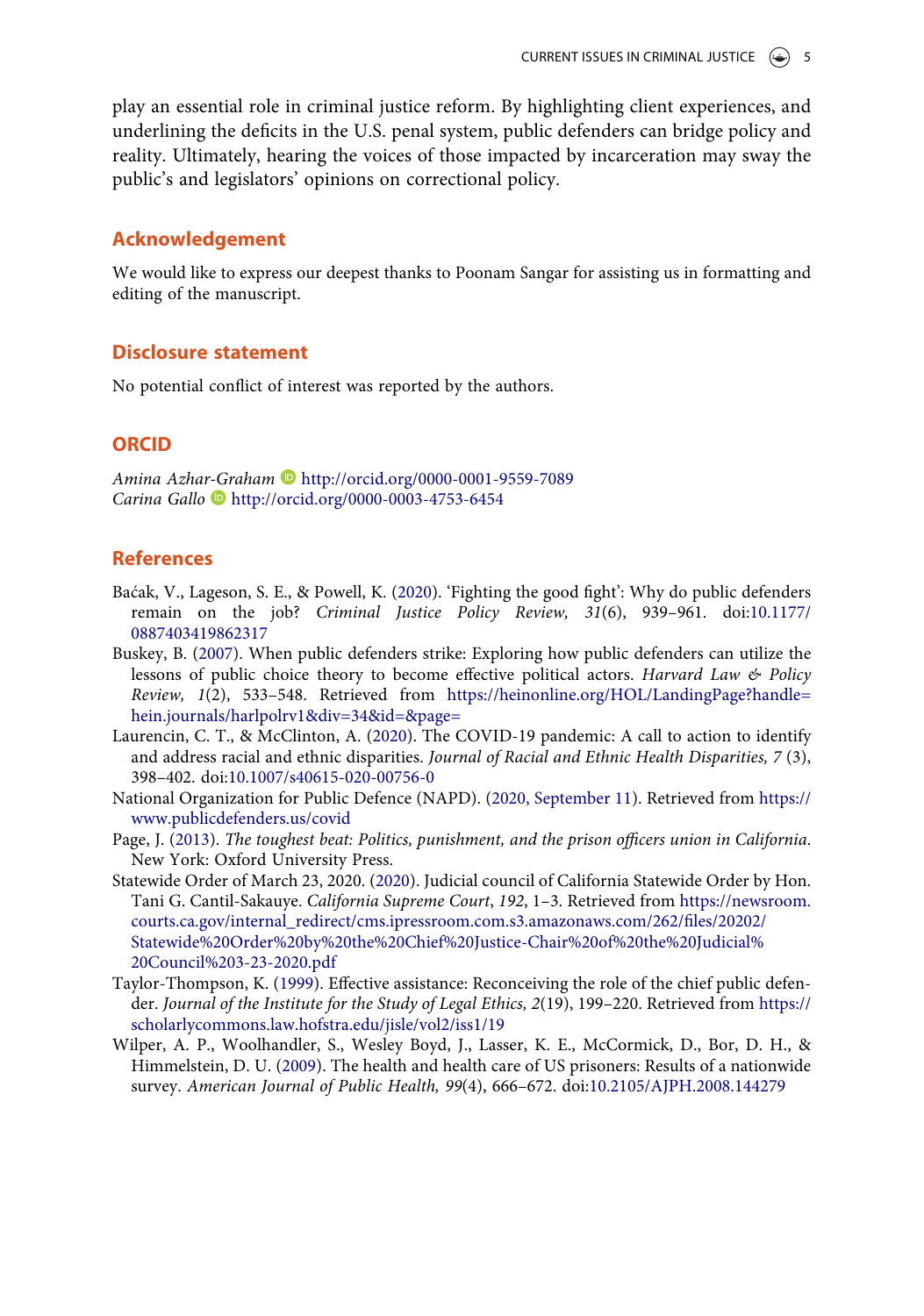play an essential role in criminal justice reform. By highlighting client experiences, and underlining the deficits in the U.S. penal system, public defenders can bridge policy and reality. Ultimately, hearing the voices of those impacted by incarceration may sway the public's and legislators' opinions on correctional policy.

## Acknowledgement

We would like to express our deepest thanks to Poonam Sangar for assisting us in formatting and editing of the manuscript.

## Disclosure statement

No potential conflict of interest was reported by the authors.

## ORCID

*Amina Azhar-Graham* http://orcid.org/0000-0001-9559-7089
*Carina Gallo* http://orcid.org/0000-0003-4753-6454

## References

Baćak, V., Lageson, S. E., & Powell, K. (2020). 'Fighting the good fight': Why do public defenders remain on the job? *Criminal Justice Policy Review, 31*(6), 939–961. doi:10.1177/0887403419862317

Buskey, B. (2007). When public defenders strike: Exploring how public defenders can utilize the lessons of public choice theory to become effective political actors. *Harvard Law & Policy Review, 1*(2), 533–548. Retrieved from https://heinonline.org/HOL/LandingPage?handle=hein.journals/harlpolrv1&div=34&id=&page=

Laurencin, C. T., & McClinton, A. (2020). The COVID-19 pandemic: A call to action to identify and address racial and ethnic disparities. *Journal of Racial and Ethnic Health Disparities, 7* (3), 398–402. doi:10.1007/s40615-020-00756-0

National Organization for Public Defence (NAPD). (2020, September 11). Retrieved from https://www.publicdefenders.us/covid

Page, J. (2013). *The toughest beat: Politics, punishment, and the prison officers union in California*. New York: Oxford University Press.

Statewide Order of March 23, 2020. (2020). Judicial council of California Statewide Order by Hon. Tani G. Cantil-Sakauye. *California Supreme Court*, *192*, 1–3. Retrieved from https://newsroom.courts.ca.gov/internal_redirect/cms.ipressroom.com.s3.amazonaws.com/262/files/20202/Statewide%20Order%20by%20the%20Chief%20Justice-Chair%20of%20the%20Judicial%20Council%203-23-2020.pdf

Taylor-Thompson, K. (1999). Effective assistance: Reconceiving the role of the chief public defender. *Journal of the Institute for the Study of Legal Ethics, 2*(19), 199–220. Retrieved from https://scholarlycommons.law.hofstra.edu/jisle/vol2/iss1/19

Wilper, A. P., Woolhandler, S., Wesley Boyd, J., Lasser, K. E., McCormick, D., Bor, D. H., & Himmelstein, D. U. (2009). The health and health care of US prisoners: Results of a nationwide survey. *American Journal of Public Health, 99*(4), 666–672. doi:10.2105/AJPH.2008.144279